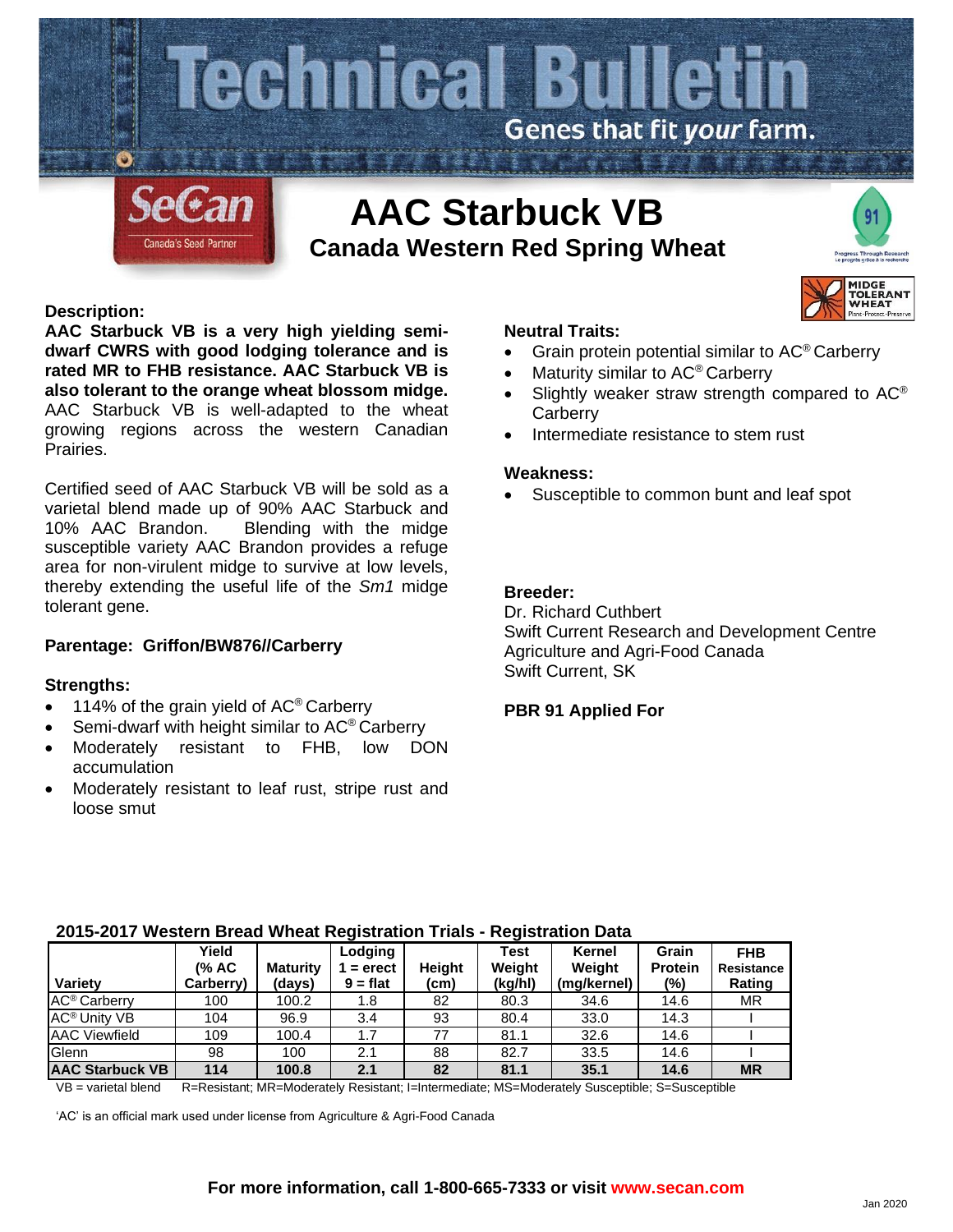# Technical Bulletin

Genes that fit *your* farm.

SeCan — Canada's Seed Partner

# AAC Starbuck VB

## Canada Western Red Spring Wheat

MIDGE TOLERANT WHEAT — Plant·Protect·Preserve

### Description:

**AAC Starbuck VB is a very high yielding semi-dwarf CWRS with good lodging tolerance and is rated MR to FHB resistance. AAC Starbuck VB is also tolerant to the orange wheat blossom midge.** AAC Starbuck VB is well-adapted to the wheat growing regions across the western Canadian Prairies.

Certified seed of AAC Starbuck VB will be sold as a varietal blend made up of 90% AAC Starbuck and 10% AAC Brandon. Blending with the midge susceptible variety AAC Brandon provides a refuge area for non-virulent midge to survive at low levels, thereby extending the useful life of the *Sm1* midge tolerant gene.

### Parentage: Griffon/BW876//Carberry

### Strengths:

- 114% of the grain yield of AC® Carberry
- Semi-dwarf with height similar to AC® Carberry
- Moderately resistant to FHB, low DON accumulation
- Moderately resistant to leaf rust, stripe rust and loose smut

### Neutral Traits:

- Grain protein potential similar to AC® Carberry
- Maturity similar to AC® Carberry
- Slightly weaker straw strength compared to AC® Carberry
- Intermediate resistance to stem rust

### Weakness:

- Susceptible to common bunt and leaf spot

### Breeder:

Dr. Richard Cuthbert
Swift Current Research and Development Centre
Agriculture and Agri-Food Canada
Swift Current, SK

**PBR 91 Applied For**

### 2015-2017 Western Bread Wheat Registration Trials - Registration Data

| Variety | Yield (% AC Carberry) | Maturity (days) | Lodging 1 = erect 9 = flat | Height (cm) | Test Weight (kg/hl) | Kernel Weight (mg/kernel) | Grain Protein (%) | FHB Resistance Rating |
|---|---|---|---|---|---|---|---|---|
| AC® Carberry | 100 | 100.2 | 1.8 | 82 | 80.3 | 34.6 | 14.6 | MR |
| AC® Unity VB | 104 | 96.9 | 3.4 | 93 | 80.4 | 33.0 | 14.3 | I |
| AAC Viewfield | 109 | 100.4 | 1.7 | 77 | 81.1 | 32.6 | 14.6 | I |
| Glenn | 98 | 100 | 2.1 | 88 | 82.7 | 33.5 | 14.6 | I |
| **AAC Starbuck VB** | **114** | **100.8** | **2.1** | **82** | **81.1** | **35.1** | **14.6** | **MR** |

VB = varietal blend    R=Resistant; MR=Moderately Resistant; I=Intermediate; MS=Moderately Susceptible; S=Susceptible

'AC' is an official mark used under license from Agriculture & Agri-Food Canada

**For more information, call 1-800-665-7333 or visit www.secan.com**

Jan 2020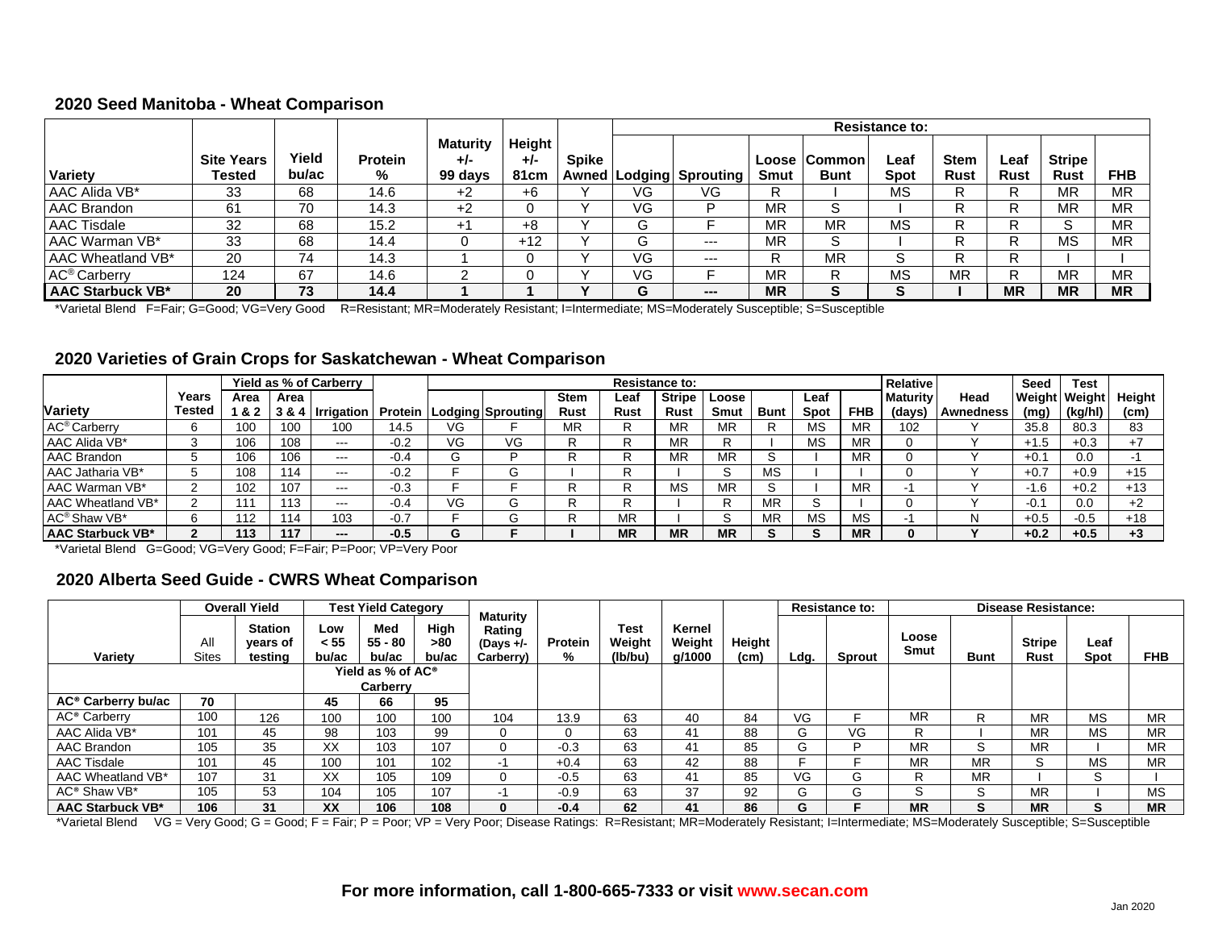## 2020 Seed Manitoba - Wheat Comparison

| Variety | Site Years Tested | Yield bu/ac | Protein % | Maturity +/- 99 days | Height +/- 81cm | Spike Awned | Lodging | Sprouting | Loose Smut | Common Bunt | Leaf Spot | Stem Rust | Leaf Rust | Stripe Rust | FHB |
|---|---|---|---|---|---|---|---|---|---|---|---|---|---|---|---|
| | | | | | | | Resistance to: | | | | | | | | |
| AAC Alida VB* | 33 | 68 | 14.6 | +2 | +6 | Y | VG | VG | R | I | MS | R | R | MR | MR |
| AAC Brandon | 61 | 70 | 14.3 | +2 | 0 | Y | VG | P | MR | S | I | R | R | MR | MR |
| AAC Tisdale | 32 | 68 | 15.2 | +1 | +8 | Y | G | F | MR | MR | MS | R | R | S | MR |
| AAC Warman VB* | 33 | 68 | 14.4 | 0 | +12 | Y | G | --- | MR | S | I | R | R | MS | MR |
| AAC Wheatland VB* | 20 | 74 | 14.3 | 1 | 0 | Y | VG | --- | R | MR | S | R | R | I | I |
| AC® Carberry | 124 | 67 | 14.6 | 2 | 0 | Y | VG | F | MR | R | MS | MR | R | MR | MR |
| **AAC Starbuck VB*** | **20** | **73** | **14.4** | **1** | **1** | **Y** | **G** | **---** | **MR** | **S** | **S** | **I** | **MR** | **MR** | **MR** |

*Varietal Blend F=Fair; G=Good; VG=Very Good R=Resistant; MR=Moderately Resistant; I=Intermediate; MS=Moderately Susceptible; S=Susceptible

## 2020 Varieties of Grain Crops for Saskatchewan - Wheat Comparison

| Variety | Years Tested | Yield as % of Carberry: Area 1 & 2 | Area 3 & 4 | Irrigation | Protein | Lodging | Sprouting | Stem Rust | Leaf Rust | Stripe Rust | Loose Smut | Bunt | Leaf Spot | FHB | Relative Maturity (days) | Head Awnedness | Seed Weight (mg) | Test Weight (kg/hl) | Height (cm) |
|---|---|---|---|---|---|---|---|---|---|---|---|---|---|---|---|---|---|---|---|
| | | | | | | | | Resistance to: | | | | | | | | | | | |
| AC® Carberry | 6 | 100 | 100 | 100 | 14.5 | VG | F | MR | R | MR | MR | R | MS | MR | 102 | Y | 35.8 | 80.3 | 83 |
| AAC Alida VB* | 3 | 106 | 108 | --- | -0.2 | VG | VG | R | R | MR | R | I | MS | MR | 0 | Y | +1.5 | +0.3 | +7 |
| AAC Brandon | 5 | 106 | 106 | --- | -0.4 | G | P | R | R | MR | MR | S | I | MR | 0 | Y | +0.1 | 0.0 | -1 |
| AAC Jatharia VB* | 5 | 108 | 114 | --- | -0.2 | F | G | I | R | I | S | MS | I | I | 0 | Y | +0.7 | +0.9 | +15 |
| AAC Warman VB* | 2 | 102 | 107 | --- | -0.3 | F | F | R | R | MS | MR | S | I | MR | -1 | Y | -1.6 | +0.2 | +13 |
| AAC Wheatland VB* | 2 | 111 | 113 | --- | -0.4 | VG | G | R | R | I | R | MR | S | I | 0 | Y | -0.1 | 0.0 | +2 |
| AC® Shaw VB* | 6 | 112 | 114 | 103 | -0.7 | F | G | R | MR | I | S | MR | MS | MS | -1 | N | +0.5 | -0.5 | +18 |
| **AAC Starbuck VB*** | **2** | **113** | **117** | **---** | **-0.5** | **G** | **F** | **I** | **MR** | **MR** | **MR** | **S** | **S** | **MR** | **0** | **Y** | **+0.2** | **+0.5** | **+3** |

*Varietal Blend G=Good; VG=Very Good; F=Fair; P=Poor; VP=Very Poor

## 2020 Alberta Seed Guide - CWRS Wheat Comparison

| Variety | Overall Yield: All Sites | Station years of testing | Test Yield Category: Low < 55 bu/ac | Med 55 - 80 bu/ac | High >80 bu/ac | Maturity Rating (Days +/- Carberry) | Protein % | Test Weight (lb/bu) | Kernel Weight g/1000 | Height (cm) | Resistance to: Ldg. | Sprout | Disease Resistance: Loose Smut | Bunt | Stripe Rust | Leaf Spot | FHB |
|---|---|---|---|---|---|---|---|---|---|---|---|---|---|---|---|---|---|
| | | | Yield as % of AC® Carberry | | | | | | | | | | | | | | |
| **AC® Carberry bu/ac** | **70** | | **45** | **66** | **95** | | | | | | | | | | | | |
| AC® Carberry | 100 | 126 | 100 | 100 | 100 | 104 | 13.9 | 63 | 40 | 84 | VG | F | MR | R | MR | MS | MR |
| AAC Alida VB* | 101 | 45 | 98 | 103 | 99 | 0 | 0 | 63 | 41 | 88 | G | VG | R | I | MR | MS | MR |
| AAC Brandon | 105 | 35 | XX | 103 | 107 | 0 | -0.3 | 63 | 41 | 85 | G | P | MR | S | MR | I | MR |
| AAC Tisdale | 101 | 45 | 100 | 101 | 102 | -1 | +0.4 | 63 | 42 | 88 | F | F | MR | MR | S | MS | MR |
| AAC Wheatland VB* | 107 | 31 | XX | 105 | 109 | 0 | -0.5 | 63 | 41 | 85 | VG | G | R | MR | I | S | I |
| AC® Shaw VB* | 105 | 53 | 104 | 105 | 107 | -1 | -0.9 | 63 | 37 | 92 | G | G | S | S | MR | I | MS |
| **AAC Starbuck VB*** | **106** | **31** | **XX** | **106** | **108** | **0** | **-0.4** | **62** | **41** | **86** | **G** | **F** | **MR** | **S** | **MR** | **S** | **MR** |

*Varietal Blend VG = Very Good; G = Good; F = Fair; P = Poor; VP = Very Poor; Disease Ratings: R=Resistant; MR=Moderately Resistant; I=Intermediate; MS=Moderately Susceptible; S=Susceptible

**For more information, call 1-800-665-7333 or visit www.secan.com**

Jan 2020